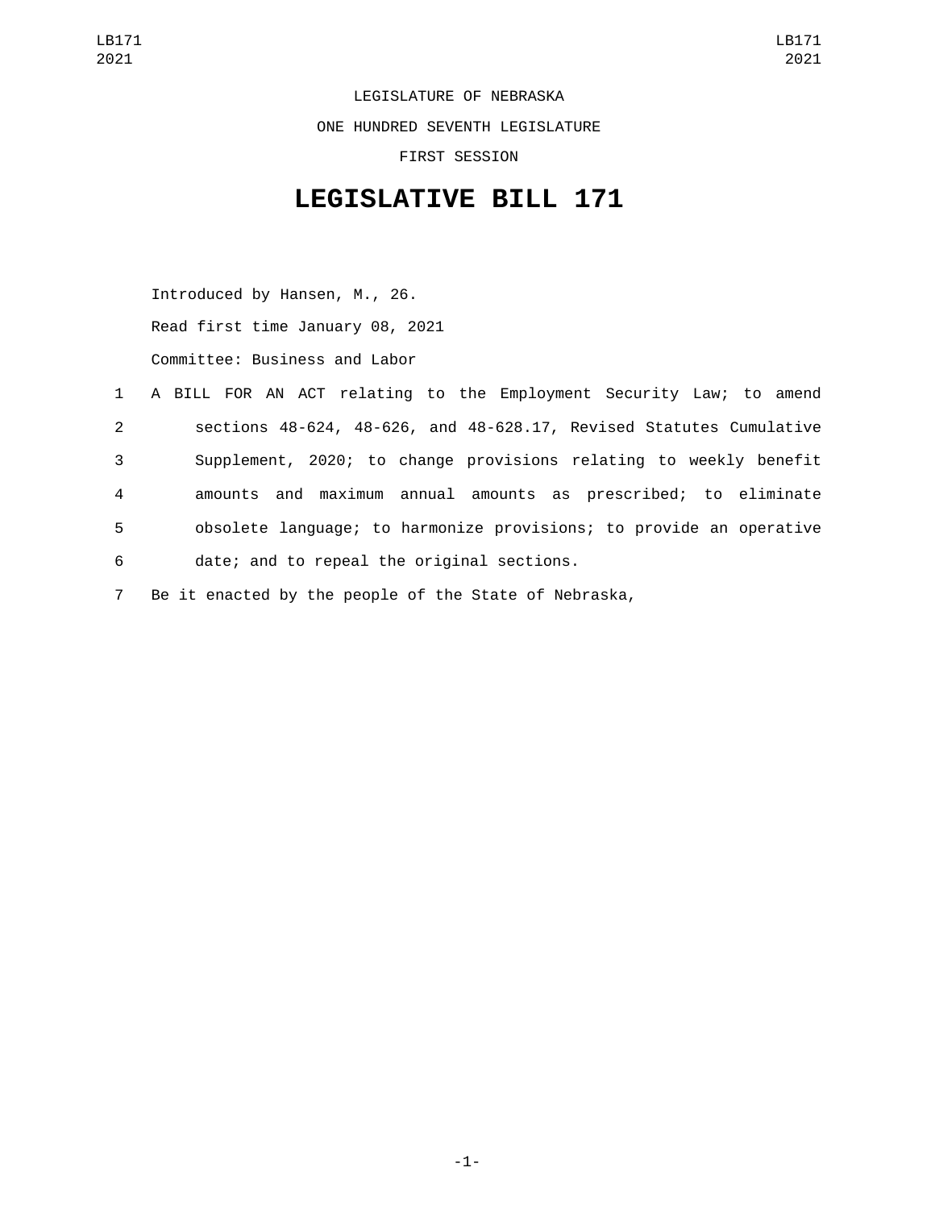LEGISLATURE OF NEBRASKA

ONE HUNDRED SEVENTH LEGISLATURE

FIRST SESSION

# LEGISLATIVE BILL 171

Introduced by Hansen, M., 26.

Read first time January 08, 2021

Committee: Business and Labor

A BILL FOR AN ACT relating to the Employment Security Law; to amend sections 48-624, 48-626, and 48-628.17, Revised Statutes Cumulative Supplement, 2020; to change provisions relating to weekly benefit amounts and maximum annual amounts as prescribed; to eliminate obsolete language; to harmonize provisions; to provide an operative date; and to repeal the original sections.

Be it enacted by the people of the State of Nebraska,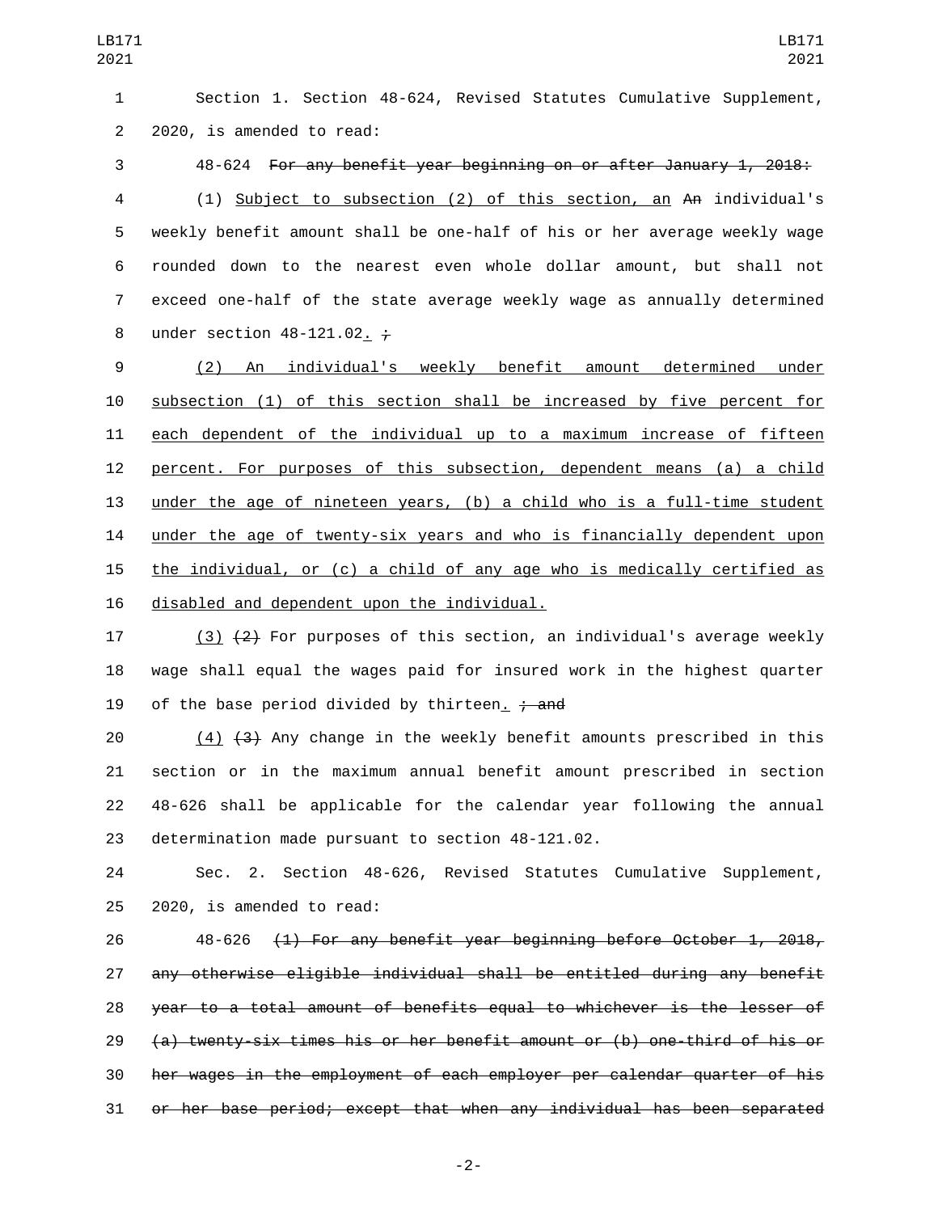Section 1. Section 48-624, Revised Statutes Cumulative Supplement, 2020, is amended to read:

48-624 ~~For any benefit year beginning on or after January 1, 2018:~~

(1) Subject to subsection (2) of this section, an ~~An~~ individual's weekly benefit amount shall be one-half of his or her average weekly wage rounded down to the nearest even whole dollar amount, but shall not exceed one-half of the state average weekly wage as annually determined under section 48-121.02. ~~;~~

(2) An individual's weekly benefit amount determined under subsection (1) of this section shall be increased by five percent for each dependent of the individual up to a maximum increase of fifteen percent. For purposes of this subsection, dependent means (a) a child under the age of nineteen years, (b) a child who is a full-time student under the age of twenty-six years and who is financially dependent upon the individual, or (c) a child of any age who is medically certified as disabled and dependent upon the individual.

(3) ~~(2)~~ For purposes of this section, an individual's average weekly wage shall equal the wages paid for insured work in the highest quarter of the base period divided by thirteen. ~~; and~~

(4) ~~(3)~~ Any change in the weekly benefit amounts prescribed in this section or in the maximum annual benefit amount prescribed in section 48-626 shall be applicable for the calendar year following the annual determination made pursuant to section 48-121.02.

Sec. 2. Section 48-626, Revised Statutes Cumulative Supplement, 2020, is amended to read:

48-626 ~~(1) For any benefit year beginning before October 1, 2018, any otherwise eligible individual shall be entitled during any benefit year to a total amount of benefits equal to whichever is the lesser of (a) twenty-six times his or her benefit amount or (b) one-third of his or her wages in the employment of each employer per calendar quarter of his or her base period; except that when any individual has been separated~~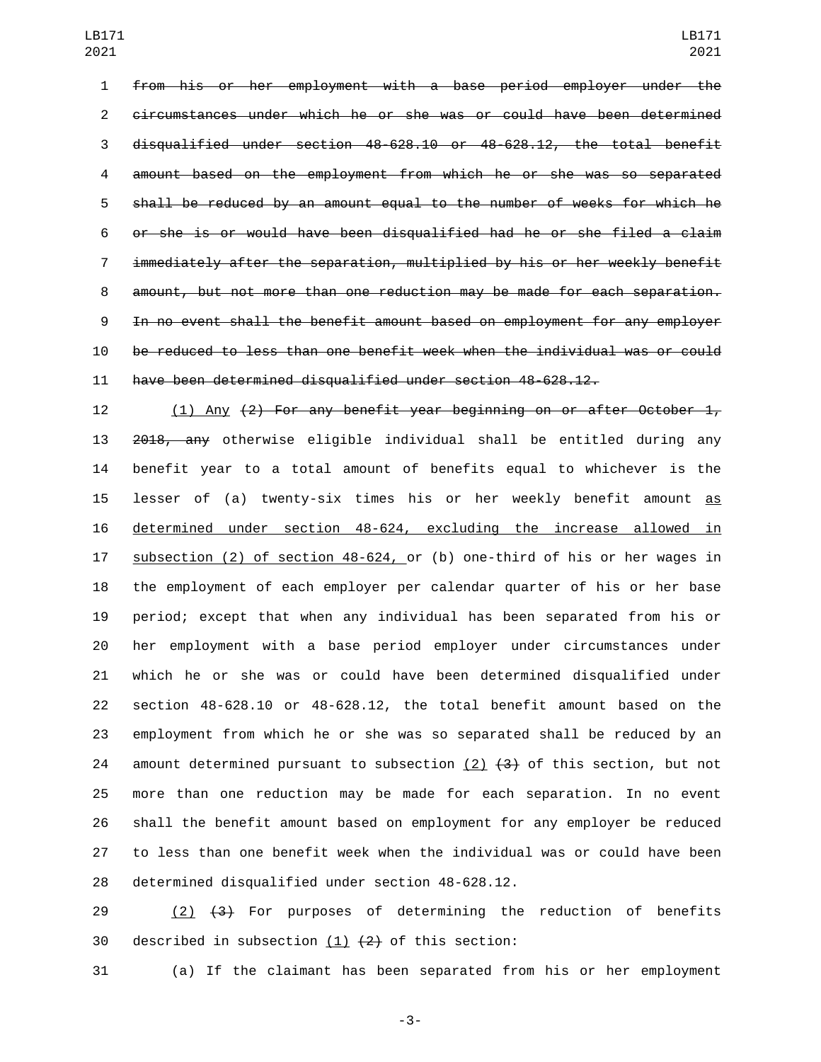~~from his or her employment with a base period employer under the circumstances under which he or she was or could have been determined disqualified under section 48-628.10 or 48-628.12, the total benefit amount based on the employment from which he or she was so separated shall be reduced by an amount equal to the number of weeks for which he or she is or would have been disqualified had he or she filed a claim immediately after the separation, multiplied by his or her weekly benefit amount, but not more than one reduction may be made for each separation. In no event shall the benefit amount based on employment for any employer be reduced to less than one benefit week when the individual was or could have been determined disqualified under section 48-628.12.~~

<u>(1) Any</u> ~~(2) For any benefit year beginning on or after October 1, 2018, any~~ otherwise eligible individual shall be entitled during any benefit year to a total amount of benefits equal to whichever is the lesser of (a) twenty-six times his or her weekly benefit amount <u>as determined under section 48-624, excluding the increase allowed in subsection (2) of section 48-624,</u> or (b) one-third of his or her wages in the employment of each employer per calendar quarter of his or her base period; except that when any individual has been separated from his or her employment with a base period employer under circumstances under which he or she was or could have been determined disqualified under section 48-628.10 or 48-628.12, the total benefit amount based on the employment from which he or she was so separated shall be reduced by an amount determined pursuant to subsection <u>(2)</u> ~~(3)~~ of this section, but not more than one reduction may be made for each separation. In no event shall the benefit amount based on employment for any employer be reduced to less than one benefit week when the individual was or could have been determined disqualified under section 48-628.12.

<u>(2)</u> ~~(3)~~ For purposes of determining the reduction of benefits described in subsection <u>(1)</u> ~~(2)~~ of this section:

(a) If the claimant has been separated from his or her employment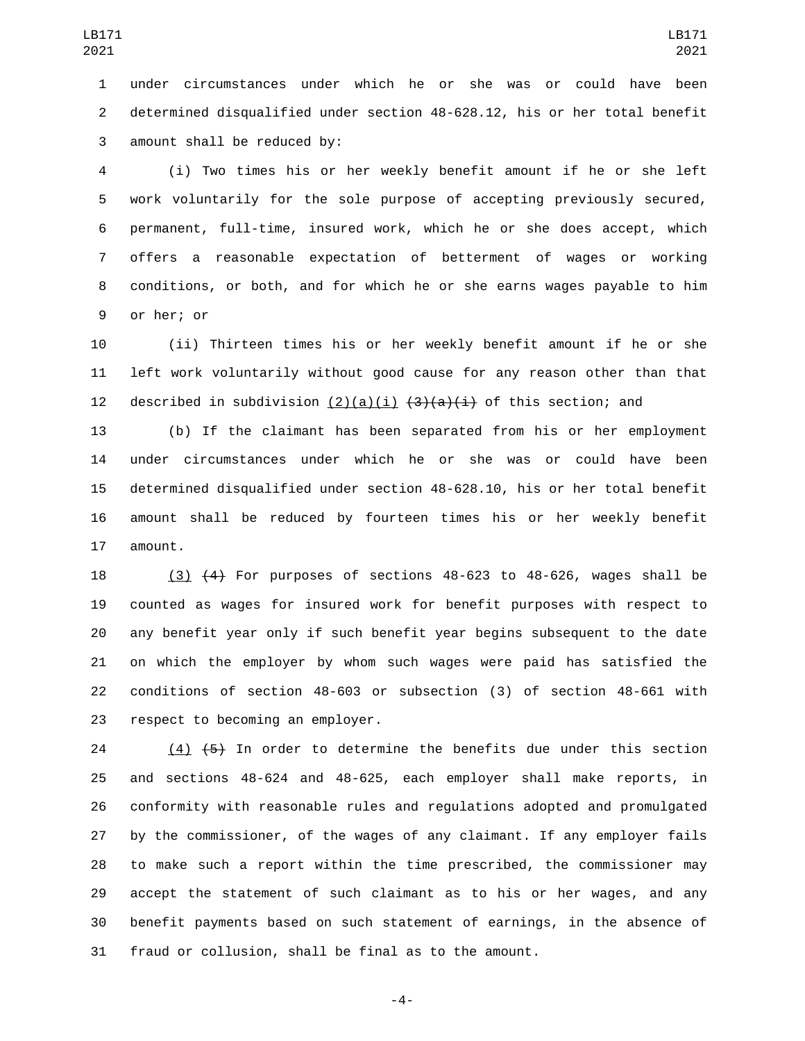under circumstances under which he or she was or could have been determined disqualified under section 48-628.12, his or her total benefit amount shall be reduced by:

(i) Two times his or her weekly benefit amount if he or she left work voluntarily for the sole purpose of accepting previously secured, permanent, full-time, insured work, which he or she does accept, which offers a reasonable expectation of betterment of wages or working conditions, or both, and for which he or she earns wages payable to him or her; or

(ii) Thirteen times his or her weekly benefit amount if he or she left work voluntarily without good cause for any reason other than that described in subdivision <u>(2)(a)(i)</u> ~~(3)(a)(i)~~ of this section; and

(b) If the claimant has been separated from his or her employment under circumstances under which he or she was or could have been determined disqualified under section 48-628.10, his or her total benefit amount shall be reduced by fourteen times his or her weekly benefit amount.

<u>(3)</u> ~~(4)~~ For purposes of sections 48-623 to 48-626, wages shall be counted as wages for insured work for benefit purposes with respect to any benefit year only if such benefit year begins subsequent to the date on which the employer by whom such wages were paid has satisfied the conditions of section 48-603 or subsection (3) of section 48-661 with respect to becoming an employer.

<u>(4)</u> ~~(5)~~ In order to determine the benefits due under this section and sections 48-624 and 48-625, each employer shall make reports, in conformity with reasonable rules and regulations adopted and promulgated by the commissioner, of the wages of any claimant. If any employer fails to make such a report within the time prescribed, the commissioner may accept the statement of such claimant as to his or her wages, and any benefit payments based on such statement of earnings, in the absence of fraud or collusion, shall be final as to the amount.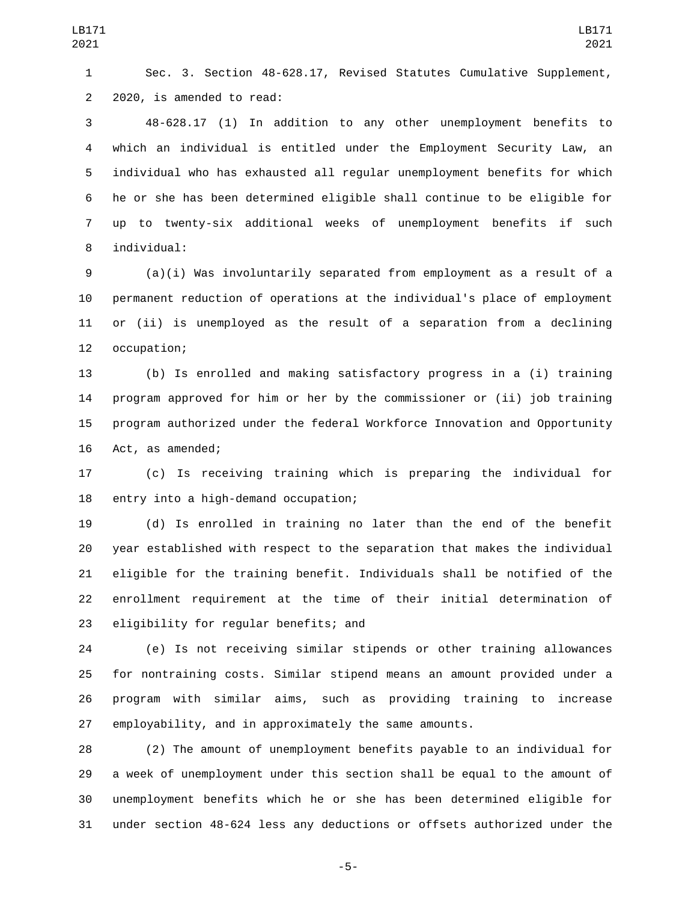Sec. 3. Section 48-628.17, Revised Statutes Cumulative Supplement, 2020, is amended to read:

48-628.17 (1) In addition to any other unemployment benefits to which an individual is entitled under the Employment Security Law, an individual who has exhausted all regular unemployment benefits for which he or she has been determined eligible shall continue to be eligible for up to twenty-six additional weeks of unemployment benefits if such individual:

(a)(i) Was involuntarily separated from employment as a result of a permanent reduction of operations at the individual's place of employment or (ii) is unemployed as the result of a separation from a declining occupation;

(b) Is enrolled and making satisfactory progress in a (i) training program approved for him or her by the commissioner or (ii) job training program authorized under the federal Workforce Innovation and Opportunity Act, as amended;

(c) Is receiving training which is preparing the individual for entry into a high-demand occupation;

(d) Is enrolled in training no later than the end of the benefit year established with respect to the separation that makes the individual eligible for the training benefit. Individuals shall be notified of the enrollment requirement at the time of their initial determination of eligibility for regular benefits; and

(e) Is not receiving similar stipends or other training allowances for nontraining costs. Similar stipend means an amount provided under a program with similar aims, such as providing training to increase employability, and in approximately the same amounts.

(2) The amount of unemployment benefits payable to an individual for a week of unemployment under this section shall be equal to the amount of unemployment benefits which he or she has been determined eligible for under section 48-624 less any deductions or offsets authorized under the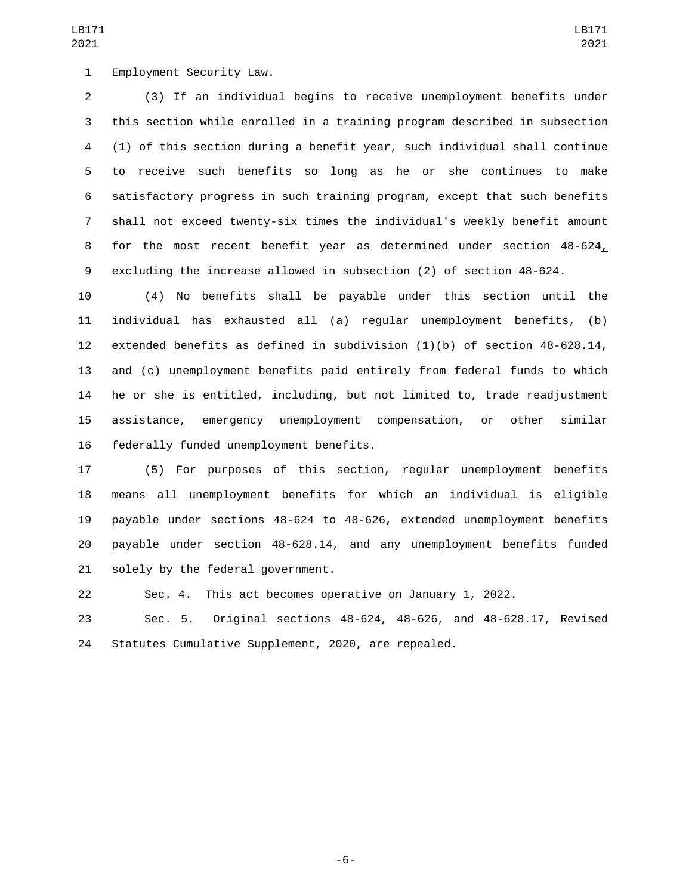Employment Security Law.

(3) If an individual begins to receive unemployment benefits under this section while enrolled in a training program described in subsection (1) of this section during a benefit year, such individual shall continue to receive such benefits so long as he or she continues to make satisfactory progress in such training program, except that such benefits shall not exceed twenty-six times the individual's weekly benefit amount for the most recent benefit year as determined under section 48-624, excluding the increase allowed in subsection (2) of section 48-624.

(4) No benefits shall be payable under this section until the individual has exhausted all (a) regular unemployment benefits, (b) extended benefits as defined in subdivision (1)(b) of section 48-628.14, and (c) unemployment benefits paid entirely from federal funds to which he or she is entitled, including, but not limited to, trade readjustment assistance, emergency unemployment compensation, or other similar federally funded unemployment benefits.

(5) For purposes of this section, regular unemployment benefits means all unemployment benefits for which an individual is eligible payable under sections 48-624 to 48-626, extended unemployment benefits payable under section 48-628.14, and any unemployment benefits funded solely by the federal government.

Sec. 4. This act becomes operative on January 1, 2022.

Sec. 5. Original sections 48-624, 48-626, and 48-628.17, Revised Statutes Cumulative Supplement, 2020, are repealed.